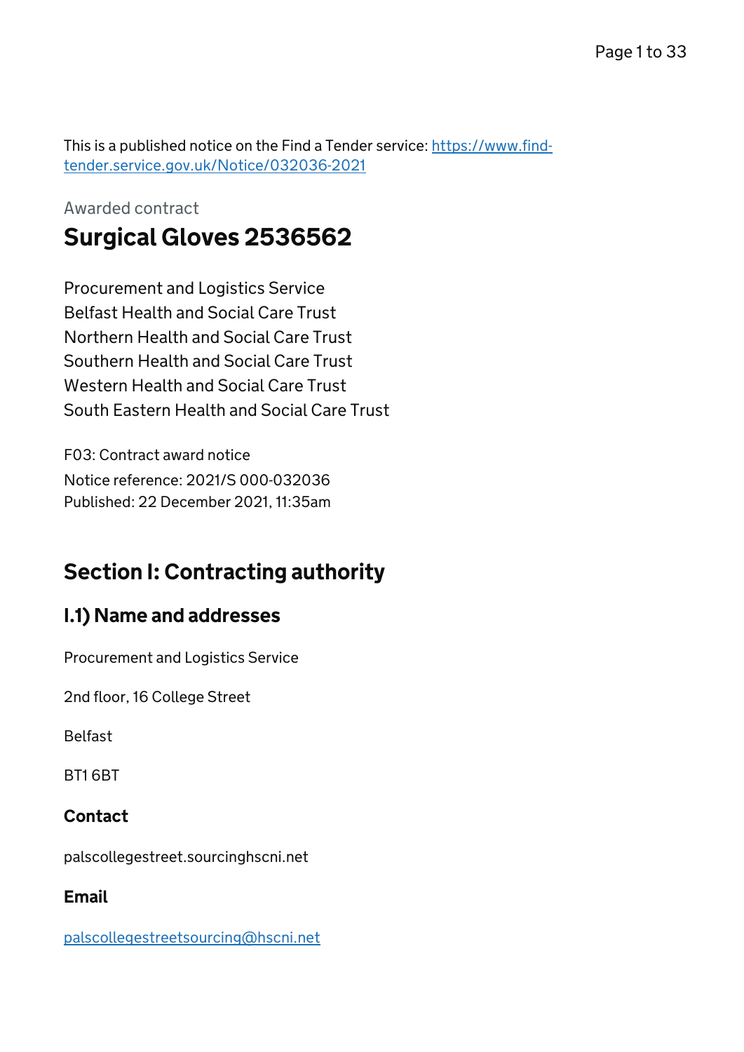This is a published notice on the Find a Tender service: https://www.find-tender.service.gov.uk/Notice/032036-2021

Awarded contract

# Surgical Gloves 2536562

Procurement and Logistics Service
Belfast Health and Social Care Trust
Northern Health and Social Care Trust
Southern Health and Social Care Trust
Western Health and Social Care Trust
South Eastern Health and Social Care Trust

F03: Contract award notice
Notice reference: 2021/S 000-032036
Published: 22 December 2021, 11:35am

## Section I: Contracting authority

### I.1) Name and addresses

Procurement and Logistics Service

2nd floor, 16 College Street

Belfast

BT1 6BT

#### Contact

palscollegestreet.sourcinghscni.net

#### Email

palscollegestreetsourcing@hscni.net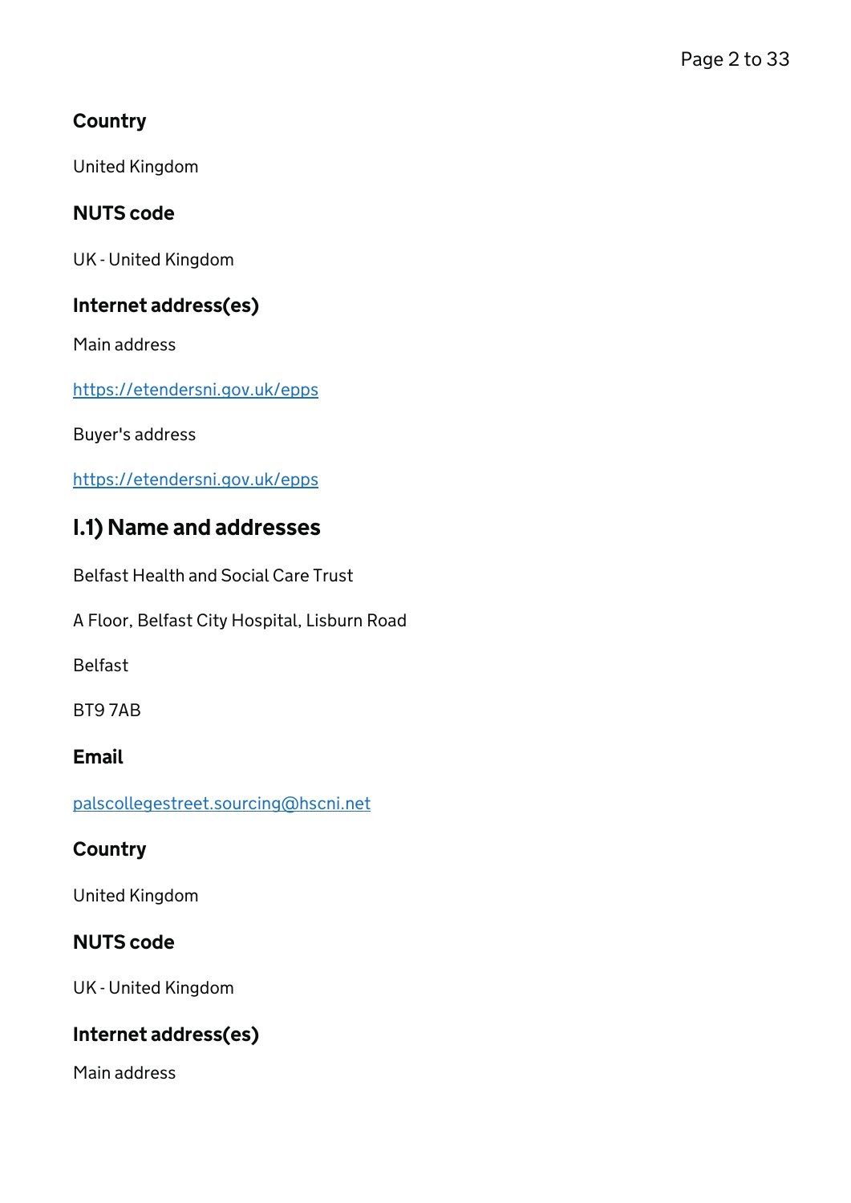#### Country

United Kingdom

#### NUTS code

UK - United Kingdom

#### Internet address(es)

Main address

https://etendersni.gov.uk/epps

Buyer's address

https://etendersni.gov.uk/epps

## I.1) Name and addresses

Belfast Health and Social Care Trust

A Floor, Belfast City Hospital, Lisburn Road

Belfast

BT9 7AB

#### Email

palscollegestreet.sourcing@hscni.net

#### Country

United Kingdom

#### NUTS code

UK - United Kingdom

#### Internet address(es)

Main address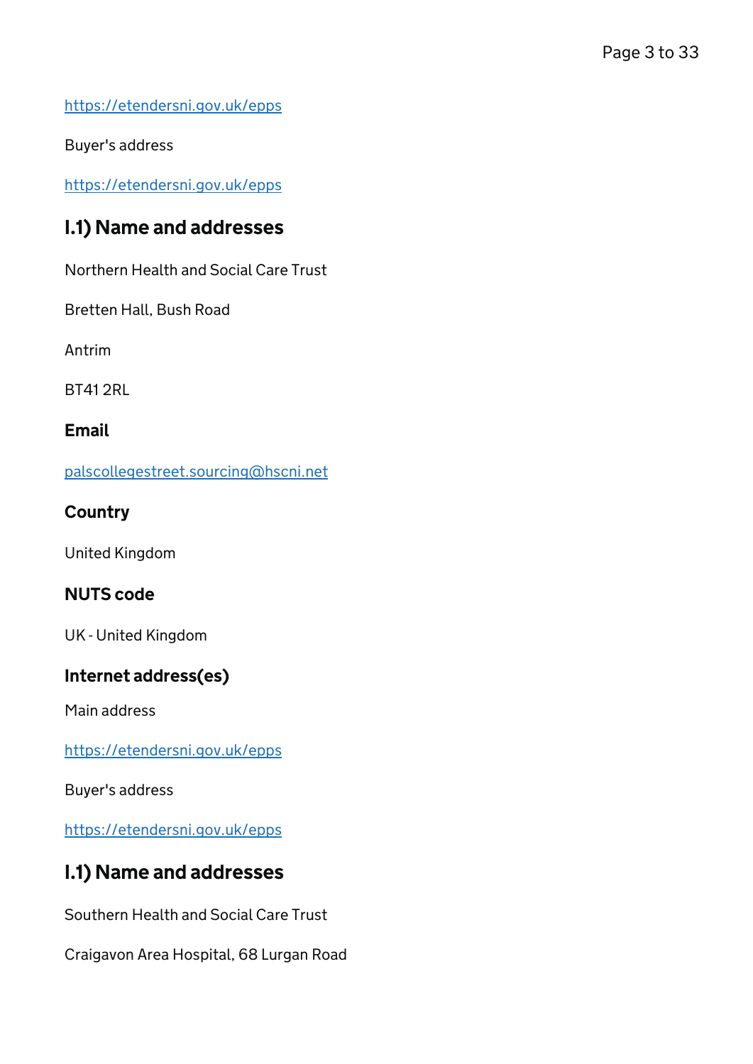https://etendersni.gov.uk/epps

Buyer's address

https://etendersni.gov.uk/epps

## I.1) Name and addresses

Northern Health and Social Care Trust

Bretten Hall, Bush Road

Antrim

BT41 2RL

### Email

palscollegestreet.sourcing@hscni.net

### Country

United Kingdom

### NUTS code

UK - United Kingdom

### Internet address(es)

Main address

https://etendersni.gov.uk/epps

Buyer's address

https://etendersni.gov.uk/epps

## I.1) Name and addresses

Southern Health and Social Care Trust

Craigavon Area Hospital, 68 Lurgan Road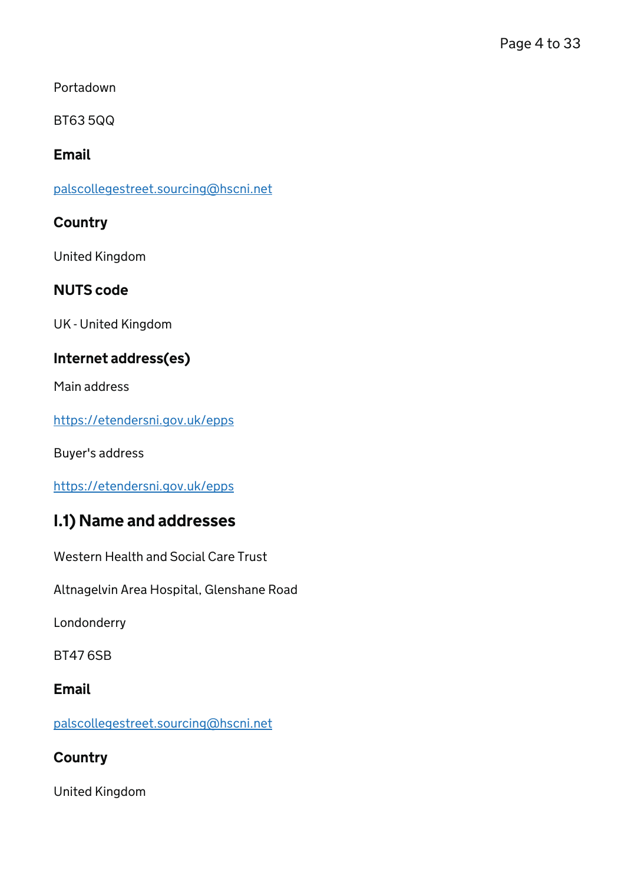Portadown

BT63 5QQ

### Email

palscollegestreet.sourcing@hscni.net

### Country

United Kingdom

### NUTS code

UK - United Kingdom

### Internet address(es)

Main address

https://etendersni.gov.uk/epps

Buyer's address

https://etendersni.gov.uk/epps

## I.1) Name and addresses

Western Health and Social Care Trust

Altnagelvin Area Hospital, Glenshane Road

Londonderry

BT47 6SB

### Email

palscollegestreet.sourcing@hscni.net

### Country

United Kingdom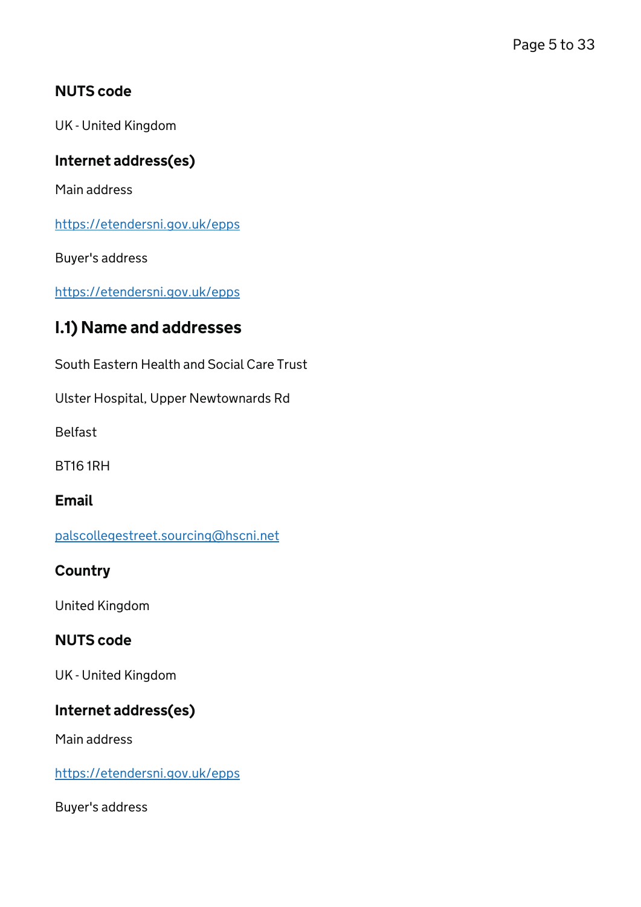### NUTS code

UK - United Kingdom

### Internet address(es)

Main address

https://etendersni.gov.uk/epps

Buyer's address

https://etendersni.gov.uk/epps

## I.1) Name and addresses

South Eastern Health and Social Care Trust

Ulster Hospital, Upper Newtownards Rd

Belfast

BT16 1RH

### Email

palscollegestreet.sourcing@hscni.net

### Country

United Kingdom

### NUTS code

UK - United Kingdom

### Internet address(es)

Main address

https://etendersni.gov.uk/epps

Buyer's address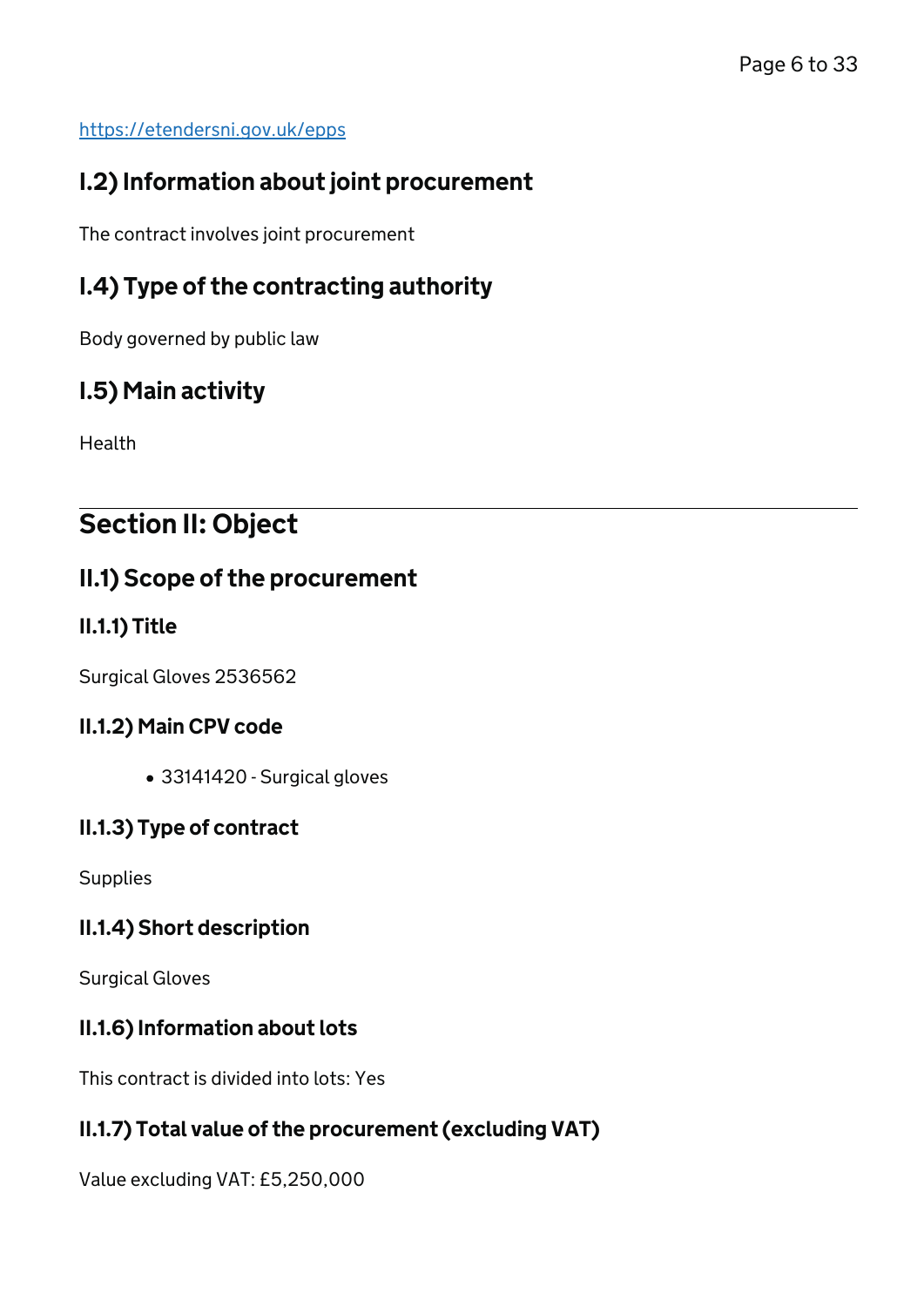https://etendersni.gov.uk/epps

### I.2) Information about joint procurement

The contract involves joint procurement

### I.4) Type of the contracting authority

Body governed by public law

### I.5) Main activity

Health

## Section II: Object

### II.1) Scope of the procurement

#### II.1.1) Title

Surgical Gloves 2536562

#### II.1.2) Main CPV code

- 33141420 - Surgical gloves

#### II.1.3) Type of contract

Supplies

#### II.1.4) Short description

Surgical Gloves

#### II.1.6) Information about lots

This contract is divided into lots: Yes

#### II.1.7) Total value of the procurement (excluding VAT)

Value excluding VAT: £5,250,000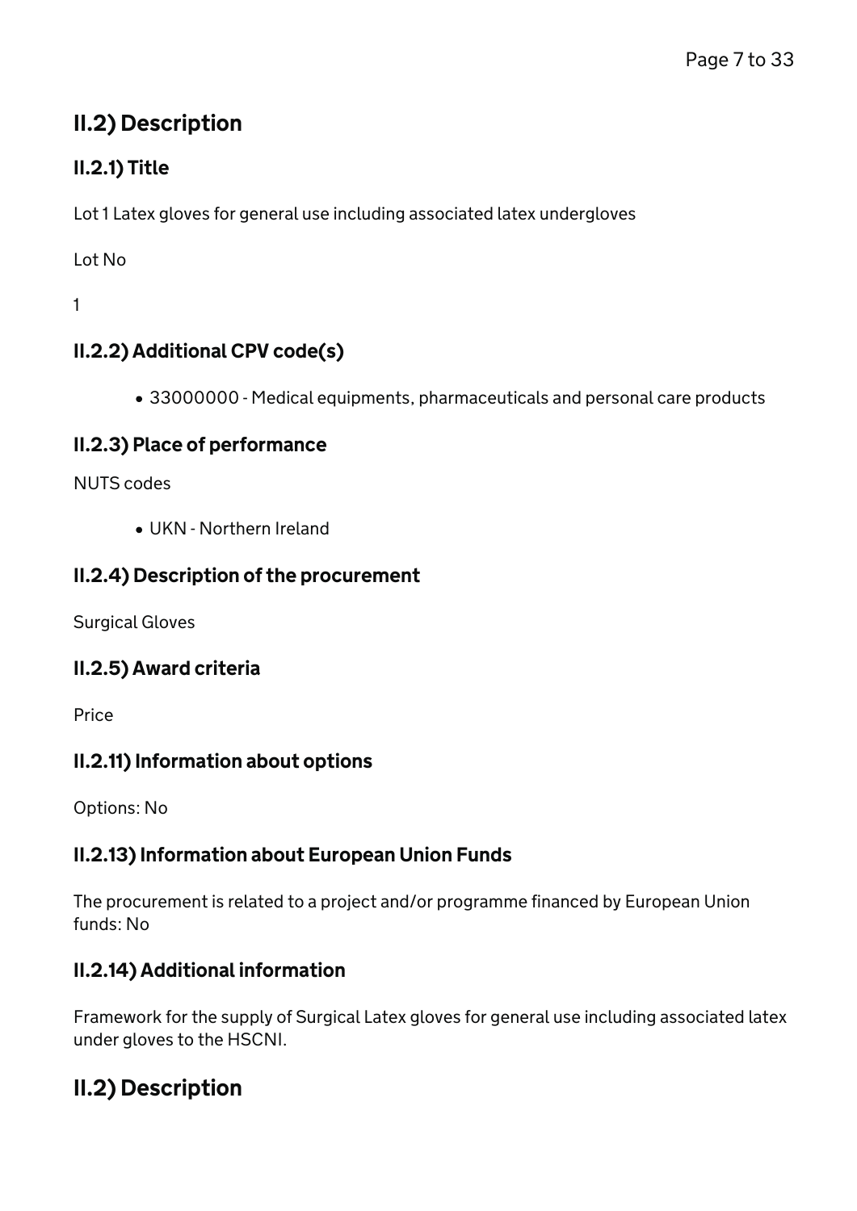## II.2) Description

### II.2.1) Title

Lot 1 Latex gloves for general use including associated latex undergloves

Lot No

1

### II.2.2) Additional CPV code(s)

- 33000000 - Medical equipments, pharmaceuticals and personal care products

### II.2.3) Place of performance

NUTS codes

- UKN - Northern Ireland

### II.2.4) Description of the procurement

Surgical Gloves

### II.2.5) Award criteria

Price

### II.2.11) Information about options

Options: No

### II.2.13) Information about European Union Funds

The procurement is related to a project and/or programme financed by European Union funds: No

### II.2.14) Additional information

Framework for the supply of Surgical Latex gloves for general use including associated latex under gloves to the HSCNI.

## II.2) Description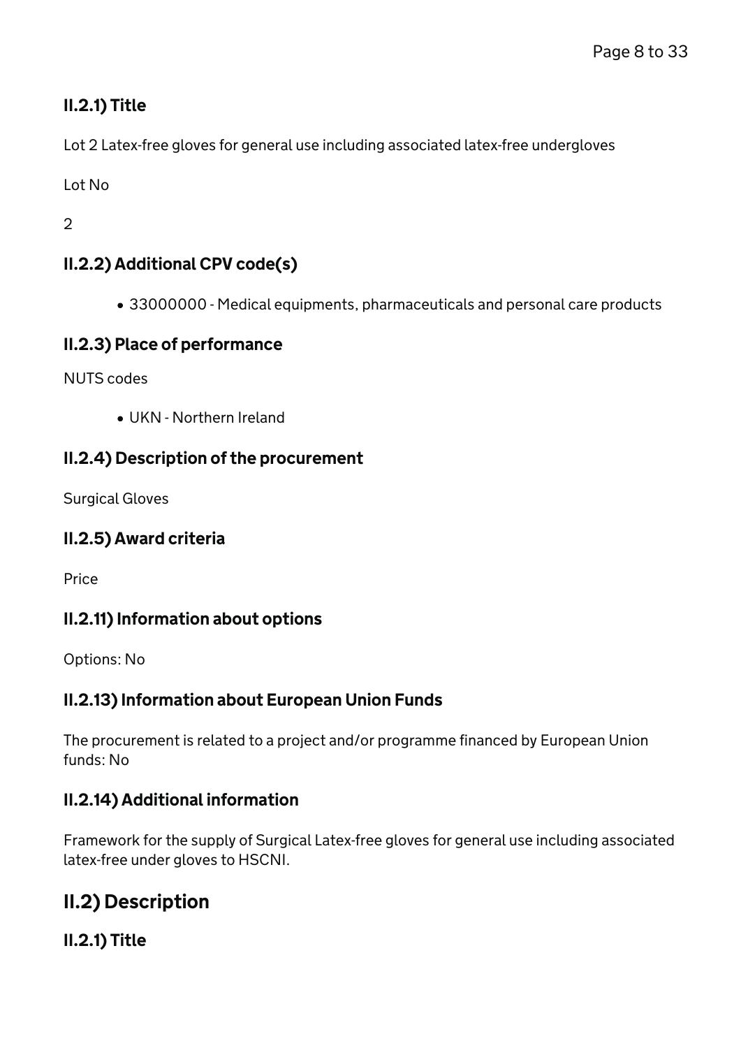### II.2.1) Title

Lot 2 Latex-free gloves for general use including associated latex-free undergloves

Lot No

2

### II.2.2) Additional CPV code(s)

- 33000000 - Medical equipments, pharmaceuticals and personal care products

### II.2.3) Place of performance

NUTS codes

- UKN - Northern Ireland

### II.2.4) Description of the procurement

Surgical Gloves

### II.2.5) Award criteria

Price

### II.2.11) Information about options

Options: No

### II.2.13) Information about European Union Funds

The procurement is related to a project and/or programme financed by European Union funds: No

### II.2.14) Additional information

Framework for the supply of Surgical Latex-free gloves for general use including associated latex-free under gloves to HSCNI.

## II.2) Description

### II.2.1) Title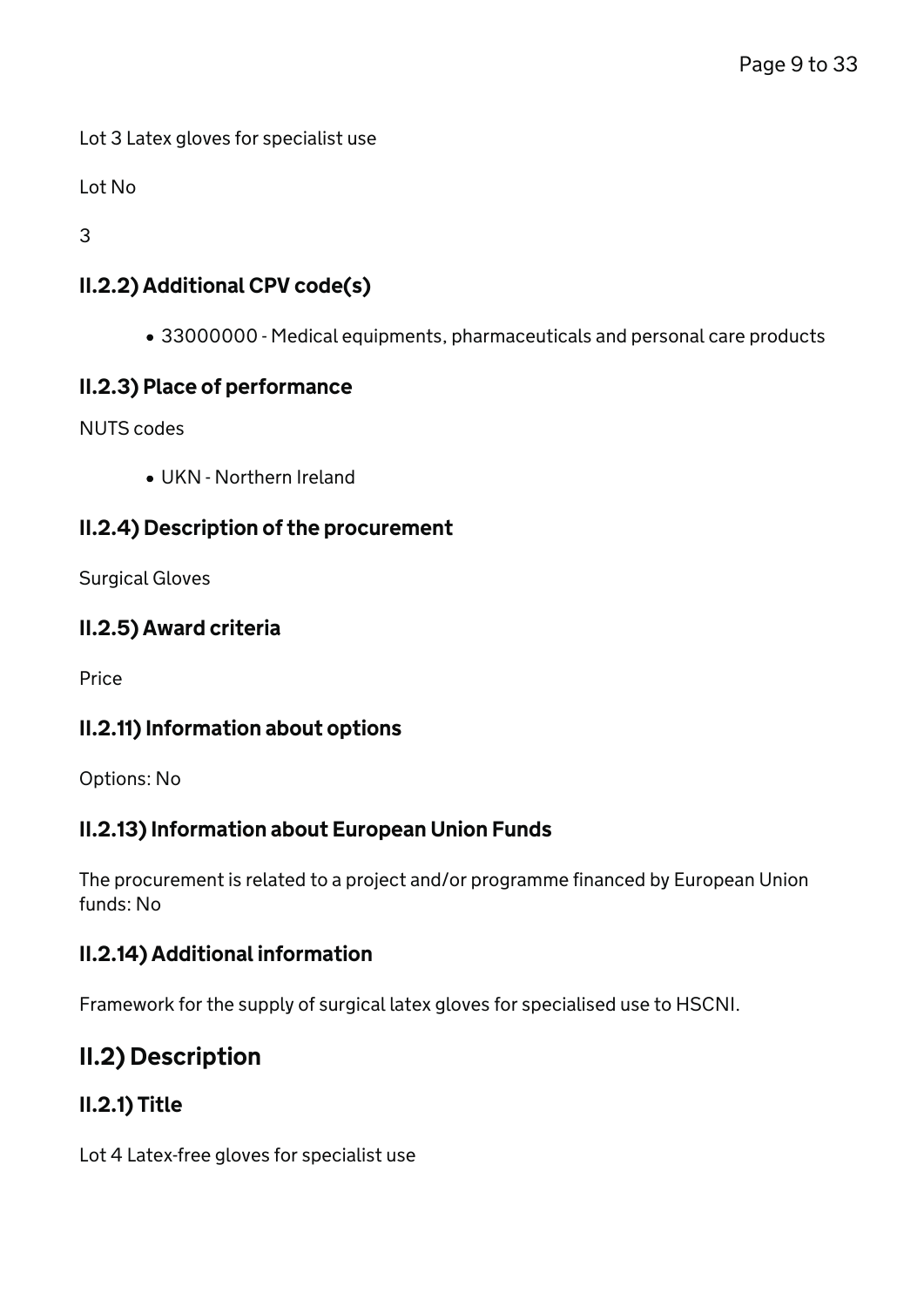Lot 3 Latex gloves for specialist use

Lot No

3

### II.2.2) Additional CPV code(s)

- 33000000 - Medical equipments, pharmaceuticals and personal care products

### II.2.3) Place of performance

NUTS codes

- UKN - Northern Ireland

### II.2.4) Description of the procurement

Surgical Gloves

### II.2.5) Award criteria

Price

### II.2.11) Information about options

Options: No

### II.2.13) Information about European Union Funds

The procurement is related to a project and/or programme financed by European Union funds: No

### II.2.14) Additional information

Framework for the supply of surgical latex gloves for specialised use to HSCNI.

## II.2) Description

### II.2.1) Title

Lot 4 Latex-free gloves for specialist use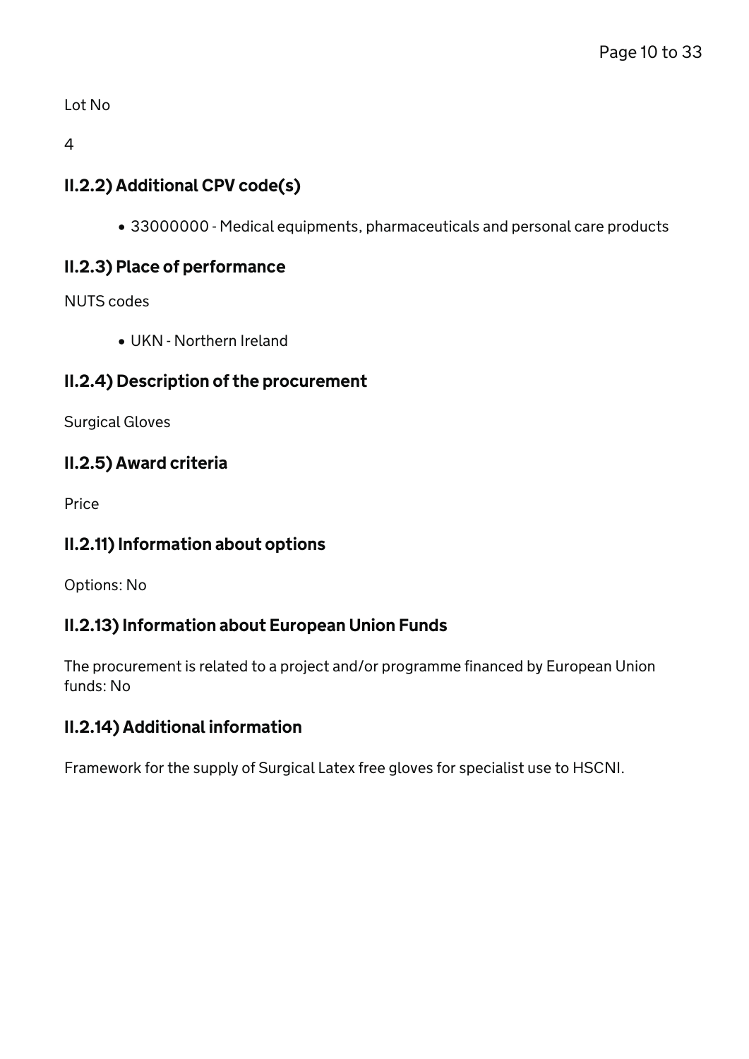Lot No

4

### II.2.2) Additional CPV code(s)

- 33000000 - Medical equipments, pharmaceuticals and personal care products

### II.2.3) Place of performance

NUTS codes

- UKN - Northern Ireland

### II.2.4) Description of the procurement

Surgical Gloves

### II.2.5) Award criteria

Price

### II.2.11) Information about options

Options: No

### II.2.13) Information about European Union Funds

The procurement is related to a project and/or programme financed by European Union funds: No

### II.2.14) Additional information

Framework for the supply of Surgical Latex free gloves for specialist use to HSCNI.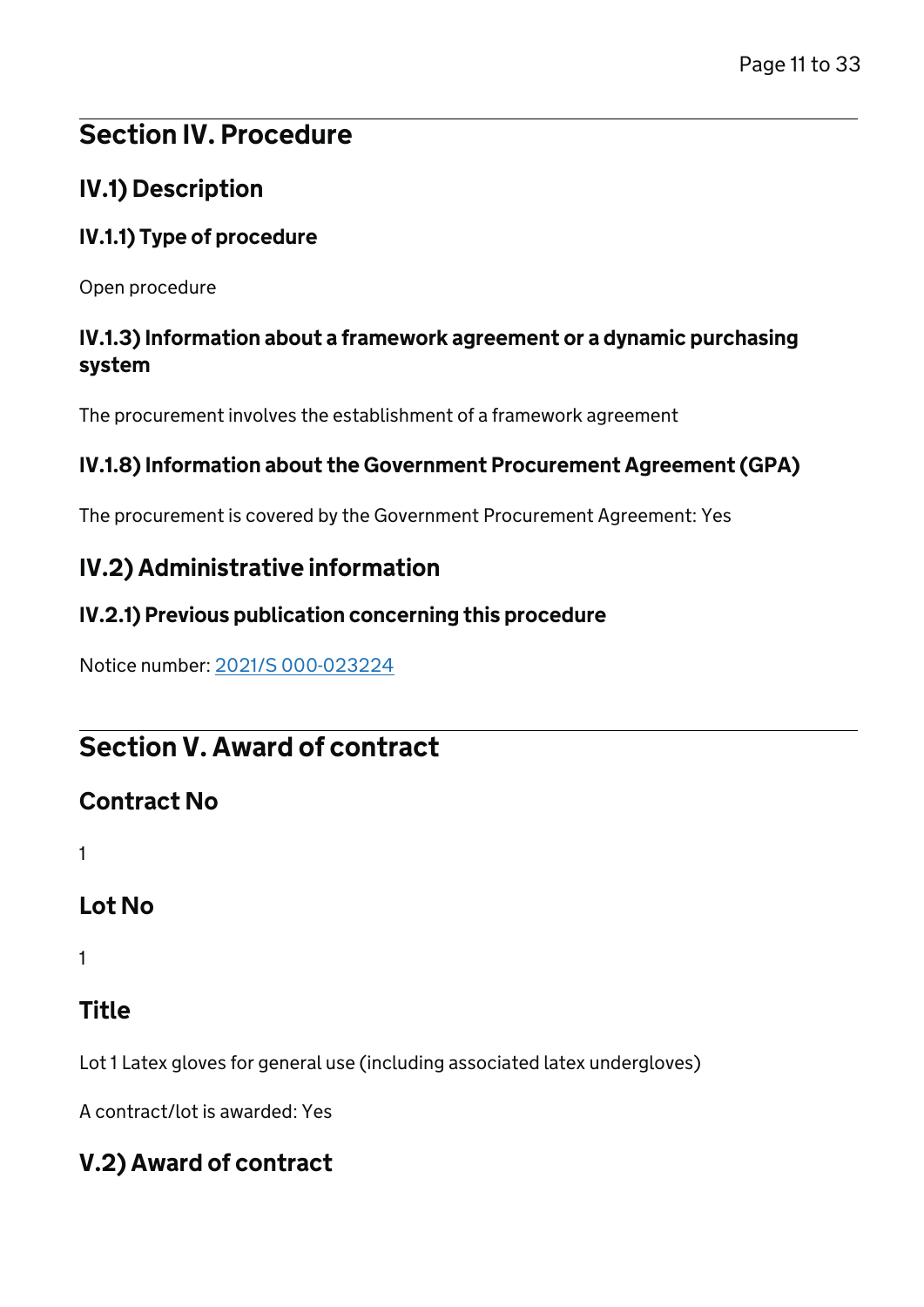## Section IV. Procedure

### IV.1) Description

#### IV.1.1) Type of procedure

Open procedure

#### IV.1.3) Information about a framework agreement or a dynamic purchasing system

The procurement involves the establishment of a framework agreement

#### IV.1.8) Information about the Government Procurement Agreement (GPA)

The procurement is covered by the Government Procurement Agreement: Yes

### IV.2) Administrative information

#### IV.2.1) Previous publication concerning this procedure

Notice number: 2021/S 000-023224

## Section V. Award of contract

### Contract No

1

### Lot No

1

### Title

Lot 1 Latex gloves for general use (including associated latex undergloves)

A contract/lot is awarded: Yes

### V.2) Award of contract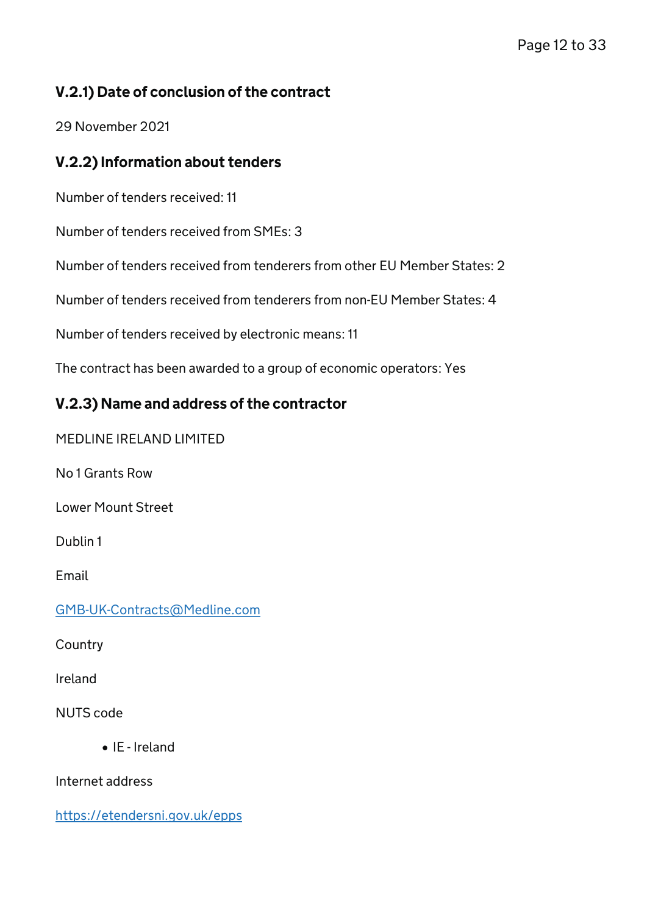### V.2.1) Date of conclusion of the contract

29 November 2021

### V.2.2) Information about tenders

Number of tenders received: 11

Number of tenders received from SMEs: 3

Number of tenders received from tenderers from other EU Member States: 2

Number of tenders received from tenderers from non-EU Member States: 4

Number of tenders received by electronic means: 11

The contract has been awarded to a group of economic operators: Yes

### V.2.3) Name and address of the contractor

MEDLINE IRELAND LIMITED

No 1 Grants Row

Lower Mount Street

Dublin 1

Email

[GMB-UK-Contracts@Medline.com](mailto:GMB-UK-Contracts@Medline.com)

Country

Ireland

NUTS code

- IE - Ireland

Internet address

[https://etendersni.gov.uk/epps](https://etendersni.gov.uk/epps)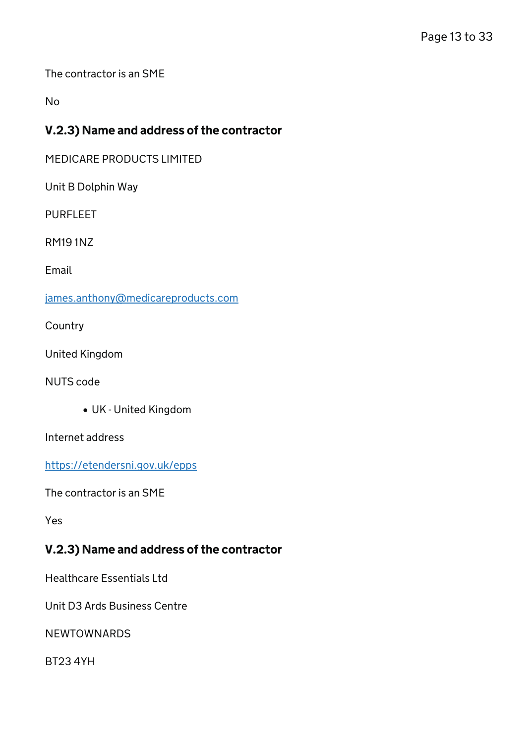The contractor is an SME

No

### V.2.3) Name and address of the contractor

MEDICARE PRODUCTS LIMITED

Unit B Dolphin Way

PURFLEET

RM19 1NZ

Email

[james.anthony@medicareproducts.com](mailto:james.anthony@medicareproducts.com)

Country

United Kingdom

NUTS code

- UK - United Kingdom

Internet address

[https://etendersni.gov.uk/epps](https://etendersni.gov.uk/epps)

The contractor is an SME

Yes

### V.2.3) Name and address of the contractor

Healthcare Essentials Ltd

Unit D3 Ards Business Centre

NEWTOWNARDS

BT23 4YH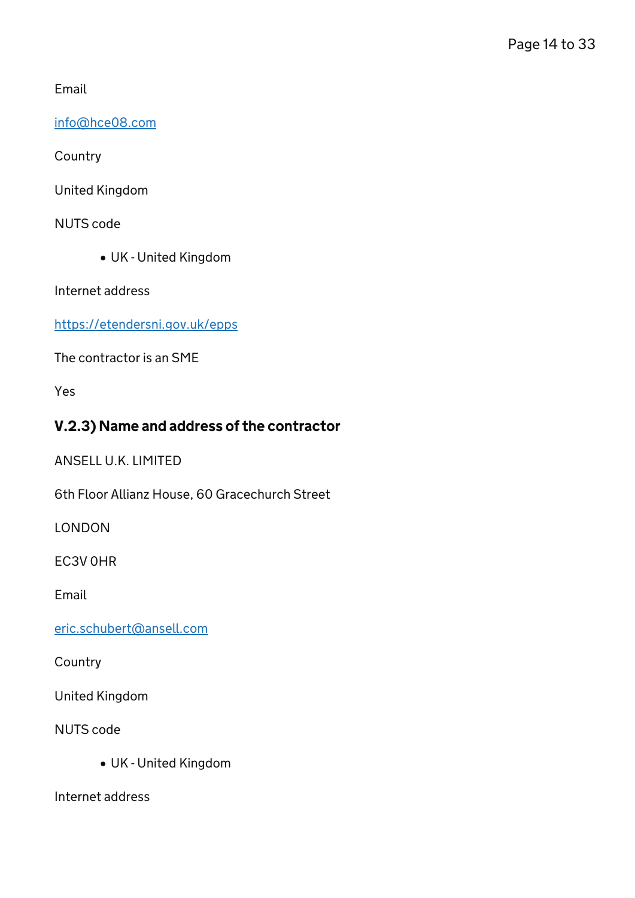Email

info@hce08.com

Country

United Kingdom

NUTS code

- UK - United Kingdom

Internet address

https://etendersni.gov.uk/epps

The contractor is an SME

Yes

### V.2.3) Name and address of the contractor

ANSELL U.K. LIMITED

6th Floor Allianz House, 60 Gracechurch Street

LONDON

EC3V 0HR

Email

eric.schubert@ansell.com

Country

United Kingdom

NUTS code

- UK - United Kingdom

Internet address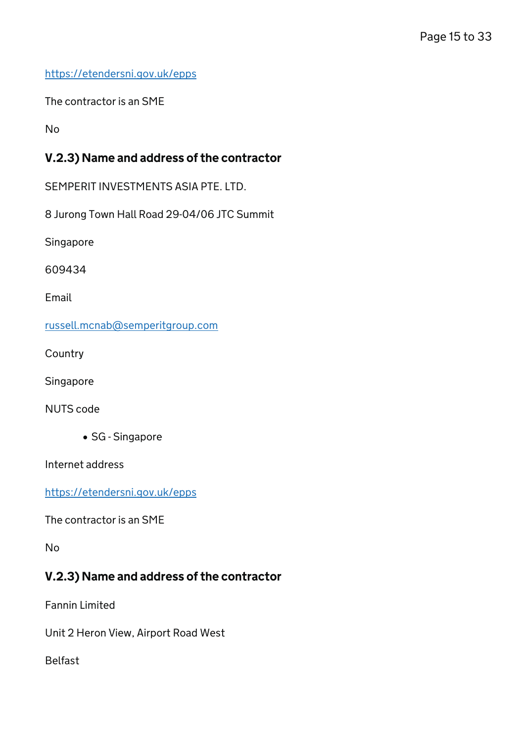https://etendersni.gov.uk/epps

The contractor is an SME

No

### V.2.3) Name and address of the contractor

SEMPERIT INVESTMENTS ASIA PTE. LTD.

8 Jurong Town Hall Road 29-04/06 JTC Summit

Singapore

609434

Email

russell.mcnab@semperitgroup.com

Country

Singapore

NUTS code

- SG - Singapore

Internet address

https://etendersni.gov.uk/epps

The contractor is an SME

No

### V.2.3) Name and address of the contractor

Fannin Limited

Unit 2 Heron View, Airport Road West

Belfast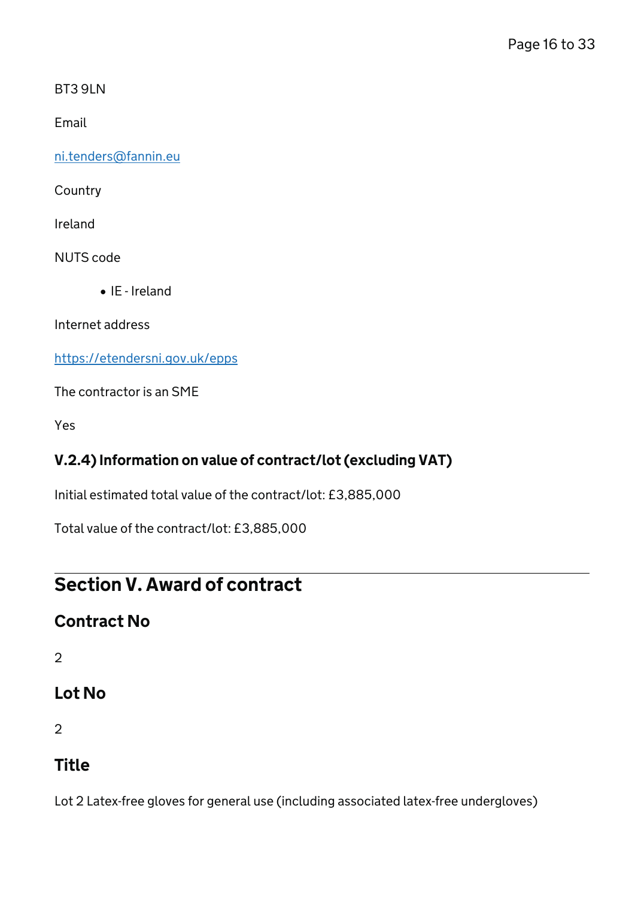BT3 9LN

Email

ni.tenders@fannin.eu

Country

Ireland

NUTS code

- IE - Ireland

Internet address

https://etendersni.gov.uk/epps

The contractor is an SME

Yes

### V.2.4) Information on value of contract/lot (excluding VAT)

Initial estimated total value of the contract/lot: £3,885,000

Total value of the contract/lot: £3,885,000

---

## Section V. Award of contract

### Contract No

2

### Lot No

2

### Title

Lot 2 Latex-free gloves for general use (including associated latex-free undergloves)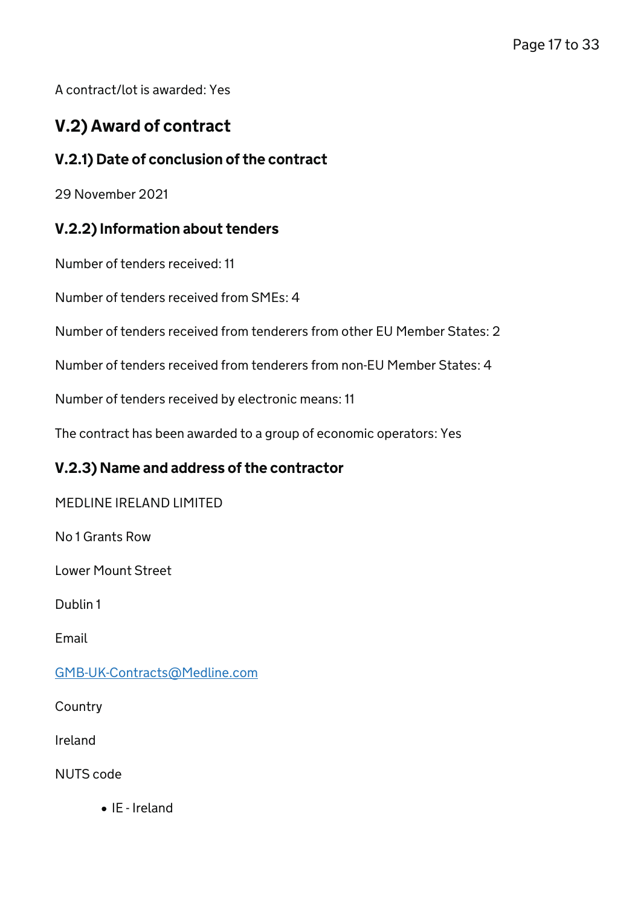A contract/lot is awarded: Yes

## V.2) Award of contract

### V.2.1) Date of conclusion of the contract

29 November 2021

### V.2.2) Information about tenders

Number of tenders received: 11

Number of tenders received from SMEs: 4

Number of tenders received from tenderers from other EU Member States: 2

Number of tenders received from tenderers from non-EU Member States: 4

Number of tenders received by electronic means: 11

The contract has been awarded to a group of economic operators: Yes

### V.2.3) Name and address of the contractor

MEDLINE IRELAND LIMITED

No 1 Grants Row

Lower Mount Street

Dublin 1

Email

GMB-UK-Contracts@Medline.com

Country

Ireland

NUTS code

- IE - Ireland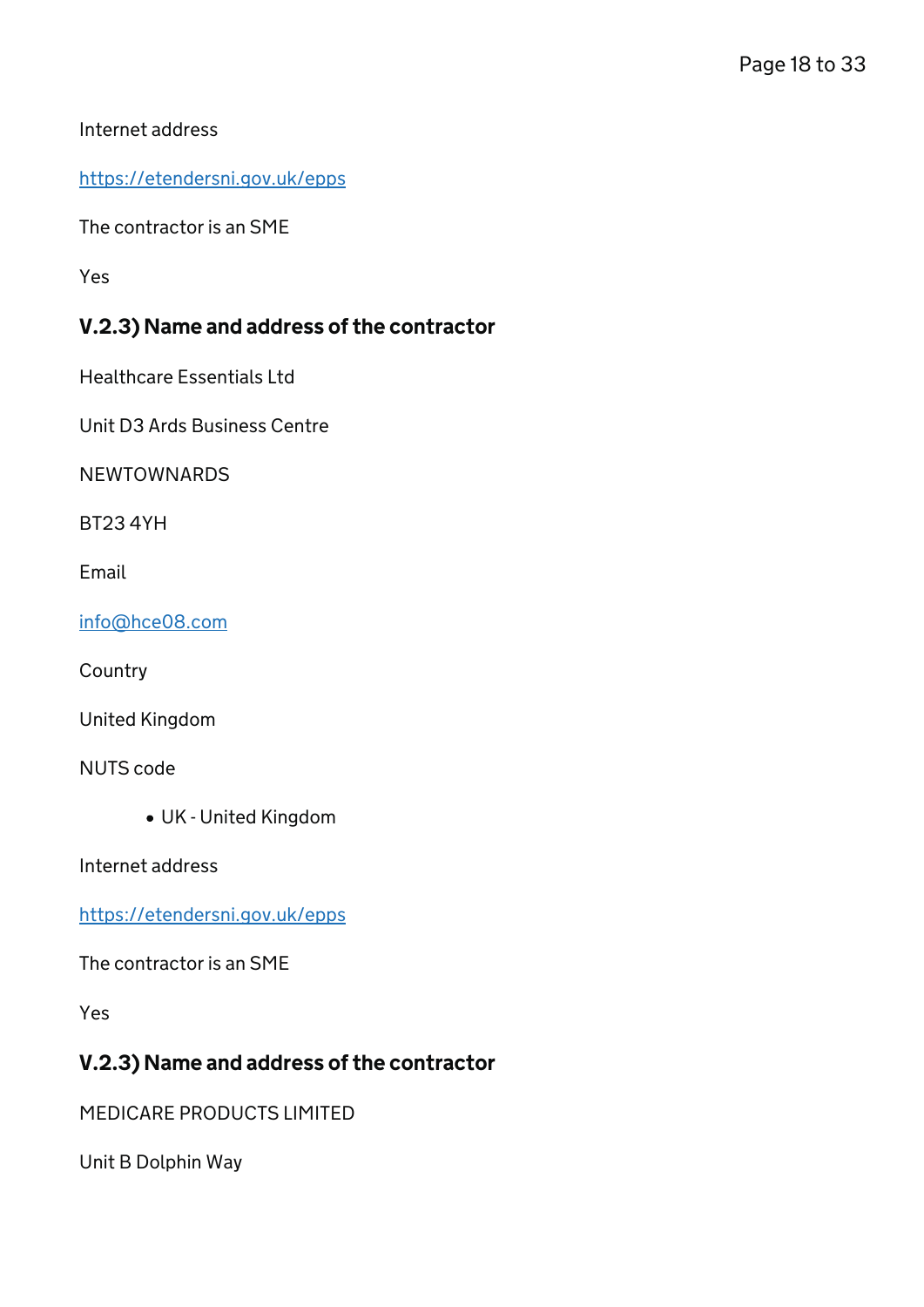Internet address

https://etendersni.gov.uk/epps

The contractor is an SME

Yes

### V.2.3) Name and address of the contractor

Healthcare Essentials Ltd

Unit D3 Ards Business Centre

NEWTOWNARDS

BT23 4YH

Email

info@hce08.com

Country

United Kingdom

NUTS code

- UK - United Kingdom

Internet address

https://etendersni.gov.uk/epps

The contractor is an SME

Yes

### V.2.3) Name and address of the contractor

MEDICARE PRODUCTS LIMITED

Unit B Dolphin Way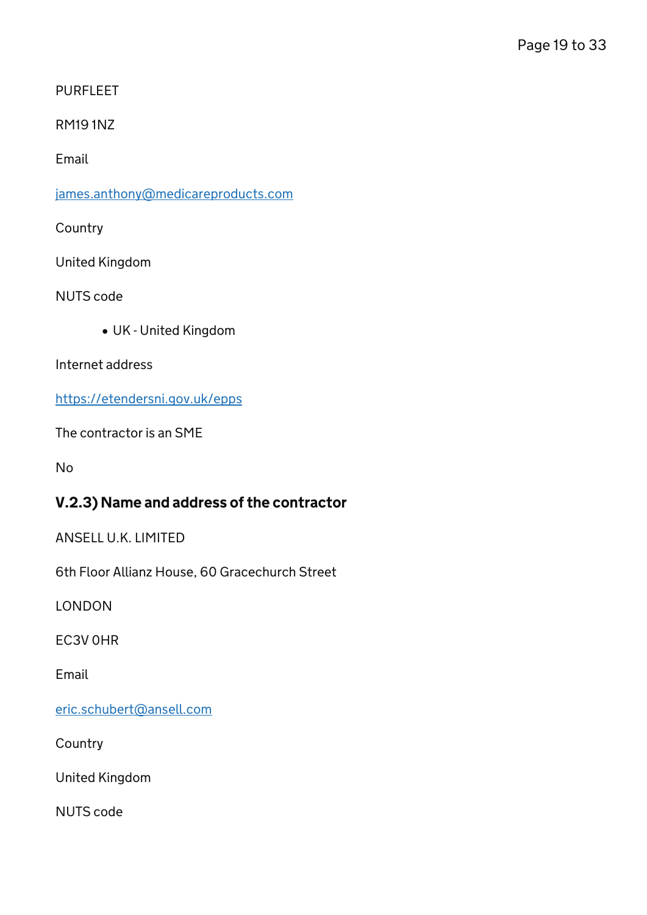PURFLEET

RM19 1NZ

Email

james.anthony@medicareproducts.com

Country

United Kingdom

NUTS code

- UK - United Kingdom

Internet address

https://etendersni.gov.uk/epps

The contractor is an SME

No

### V.2.3) Name and address of the contractor

ANSELL U.K. LIMITED

6th Floor Allianz House, 60 Gracechurch Street

LONDON

EC3V 0HR

Email

eric.schubert@ansell.com

Country

United Kingdom

NUTS code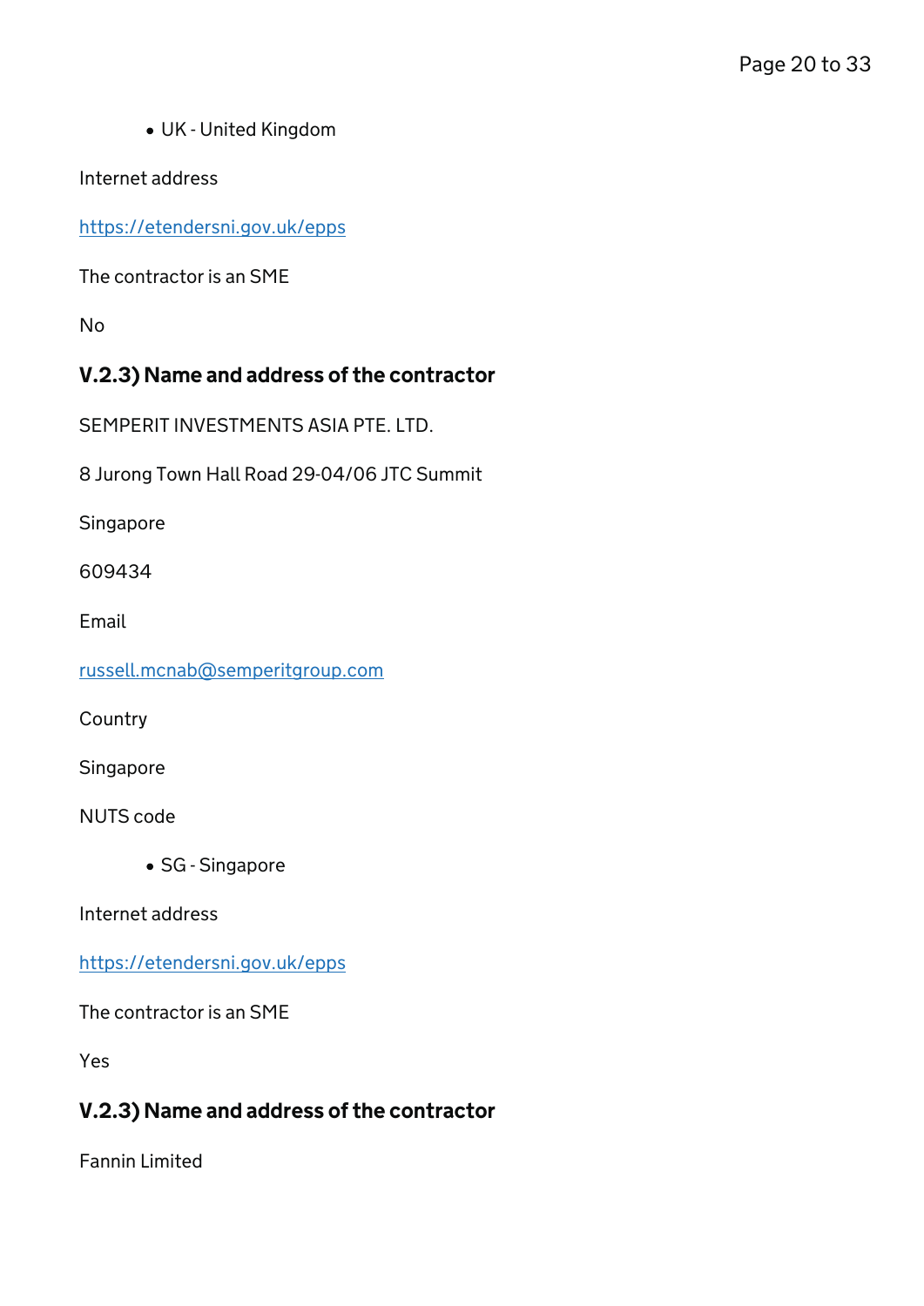- UK - United Kingdom

Internet address

https://etendersni.gov.uk/epps

The contractor is an SME

No

### V.2.3) Name and address of the contractor

SEMPERIT INVESTMENTS ASIA PTE. LTD.

8 Jurong Town Hall Road 29-04/06 JTC Summit

Singapore

609434

Email

russell.mcnab@semperitgroup.com

Country

Singapore

NUTS code

- SG - Singapore

Internet address

https://etendersni.gov.uk/epps

The contractor is an SME

Yes

### V.2.3) Name and address of the contractor

Fannin Limited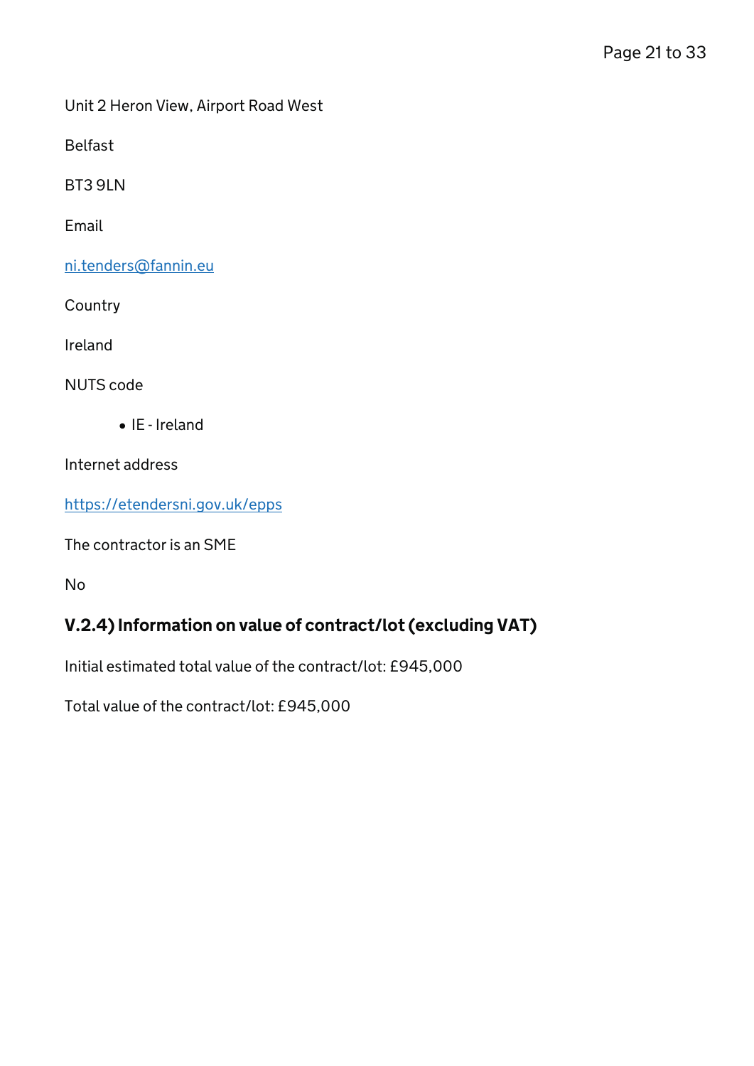Unit 2 Heron View, Airport Road West

Belfast

BT3 9LN

Email

ni.tenders@fannin.eu

Country

Ireland

NUTS code

- IE - Ireland

Internet address

https://etendersni.gov.uk/epps

The contractor is an SME

No

### V.2.4) Information on value of contract/lot (excluding VAT)

Initial estimated total value of the contract/lot: £945,000

Total value of the contract/lot: £945,000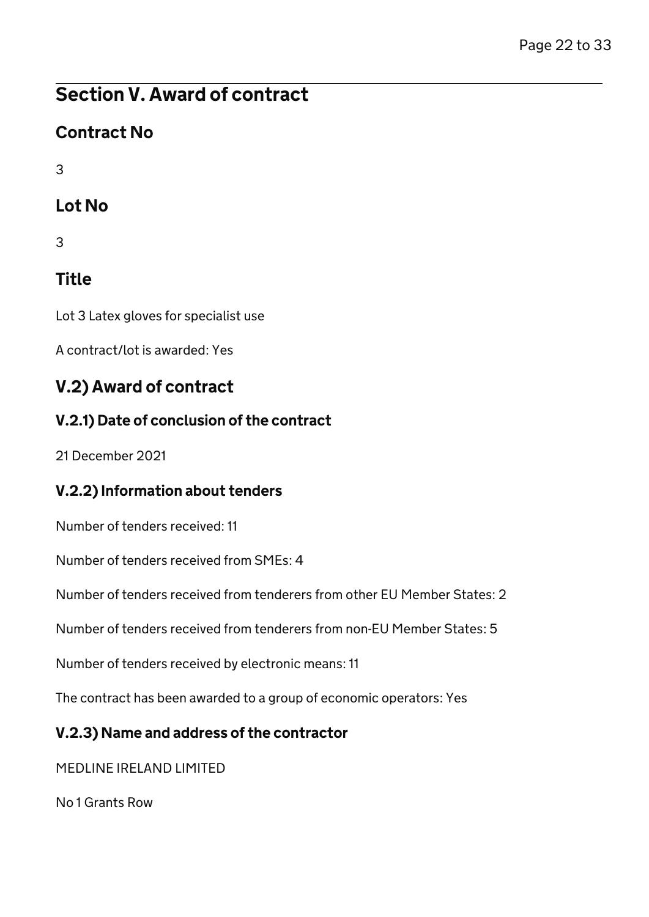## Section V. Award of contract

### Contract No

3

### Lot No

3

### Title

Lot 3 Latex gloves for specialist use

A contract/lot is awarded: Yes

### V.2) Award of contract

#### V.2.1) Date of conclusion of the contract

21 December 2021

#### V.2.2) Information about tenders

Number of tenders received: 11

Number of tenders received from SMEs: 4

Number of tenders received from tenderers from other EU Member States: 2

Number of tenders received from tenderers from non-EU Member States: 5

Number of tenders received by electronic means: 11

The contract has been awarded to a group of economic operators: Yes

#### V.2.3) Name and address of the contractor

MEDLINE IRELAND LIMITED

No 1 Grants Row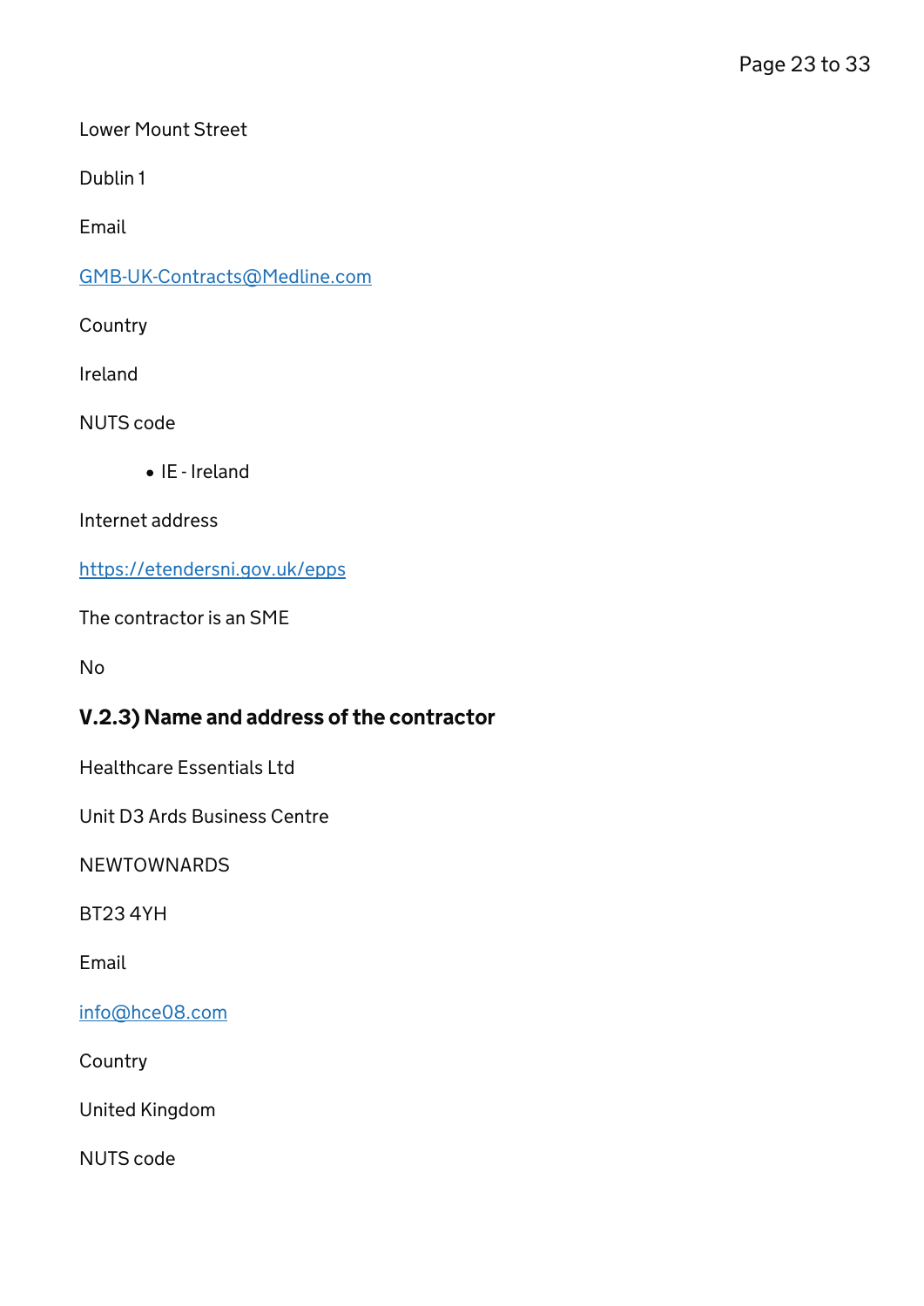Lower Mount Street

Dublin 1

Email

GMB-UK-Contracts@Medline.com

Country

Ireland

NUTS code

- IE - Ireland

Internet address

https://etendersni.gov.uk/epps

The contractor is an SME

No

### V.2.3) Name and address of the contractor

Healthcare Essentials Ltd

Unit D3 Ards Business Centre

NEWTOWNARDS

BT23 4YH

Email

info@hce08.com

Country

United Kingdom

NUTS code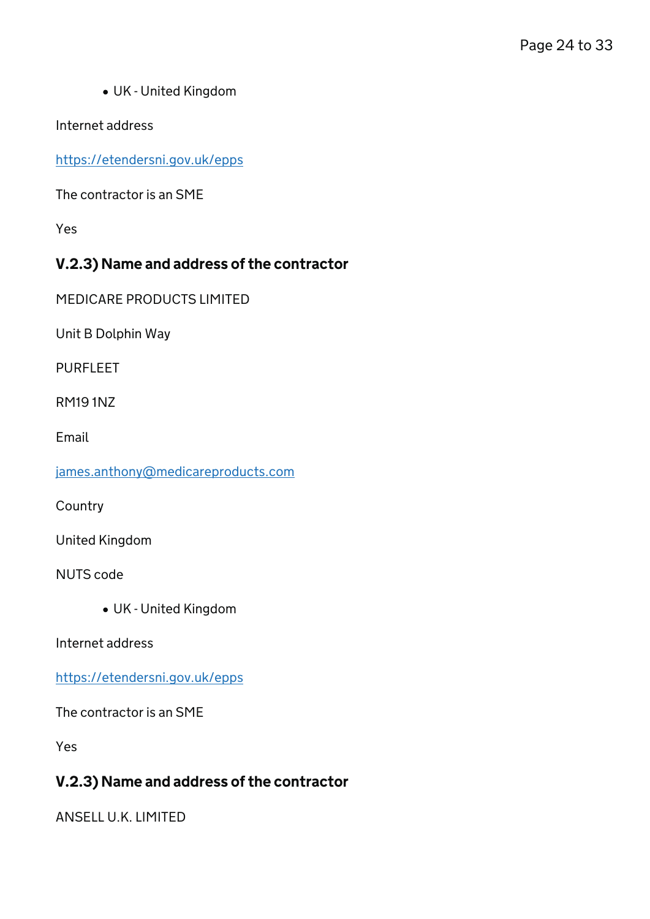- UK - United Kingdom

Internet address

https://etendersni.gov.uk/epps

The contractor is an SME

Yes

### V.2.3) Name and address of the contractor

MEDICARE PRODUCTS LIMITED

Unit B Dolphin Way

PURFLEET

RM19 1NZ

Email

james.anthony@medicareproducts.com

Country

United Kingdom

NUTS code

- UK - United Kingdom

Internet address

https://etendersni.gov.uk/epps

The contractor is an SME

Yes

### V.2.3) Name and address of the contractor

ANSELL U.K. LIMITED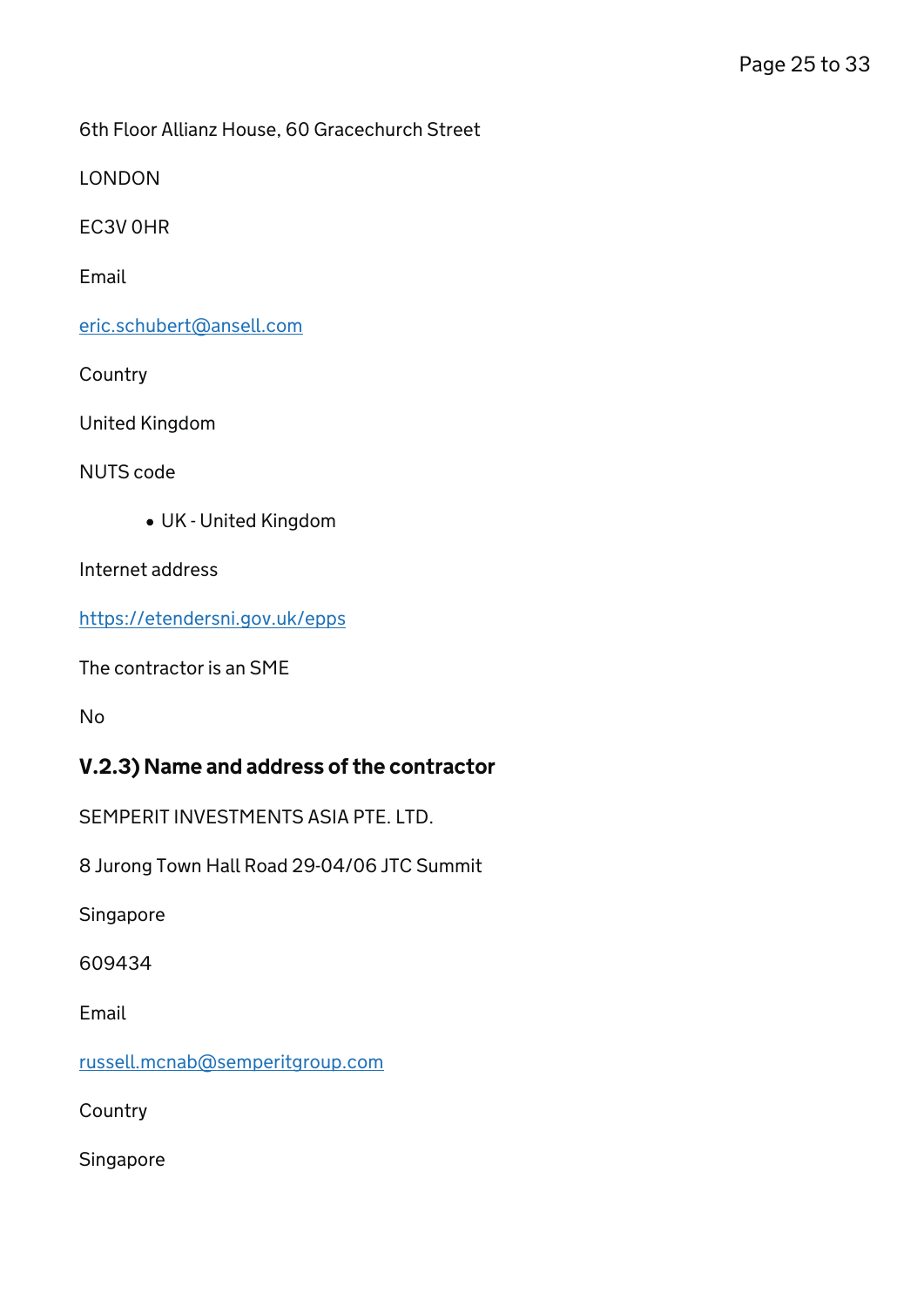6th Floor Allianz House, 60 Gracechurch Street

LONDON

EC3V 0HR

Email

eric.schubert@ansell.com

Country

United Kingdom

NUTS code

- UK - United Kingdom

Internet address

https://etendersni.gov.uk/epps

The contractor is an SME

No

### V.2.3) Name and address of the contractor

SEMPERIT INVESTMENTS ASIA PTE. LTD.

8 Jurong Town Hall Road 29-04/06 JTC Summit

Singapore

609434

Email

russell.mcnab@semperitgroup.com

Country

Singapore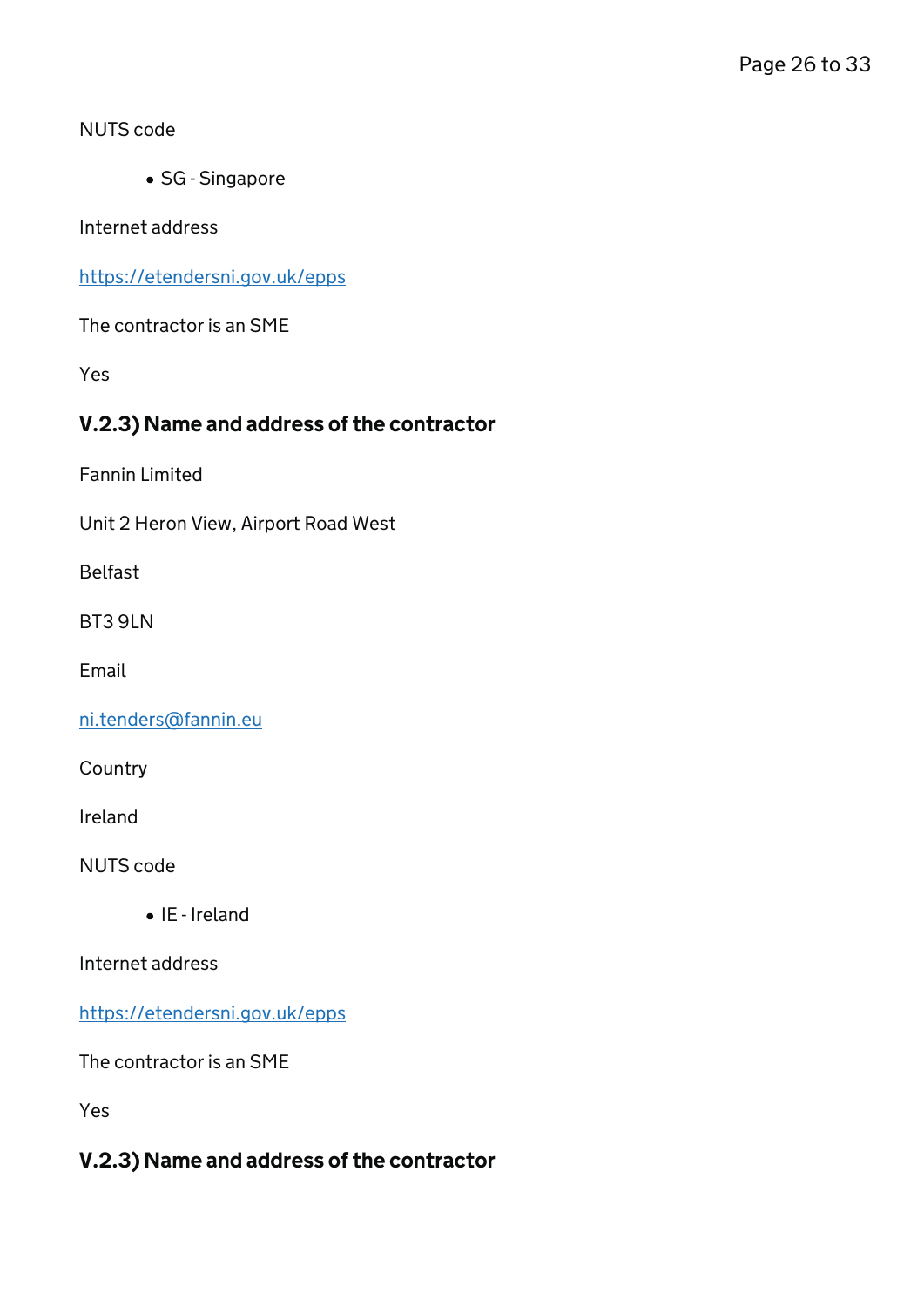NUTS code

- SG - Singapore

Internet address

https://etendersni.gov.uk/epps

The contractor is an SME

Yes

### V.2.3) Name and address of the contractor

Fannin Limited

Unit 2 Heron View, Airport Road West

Belfast

BT3 9LN

Email

ni.tenders@fannin.eu

Country

Ireland

NUTS code

- IE - Ireland

Internet address

https://etendersni.gov.uk/epps

The contractor is an SME

Yes

### V.2.3) Name and address of the contractor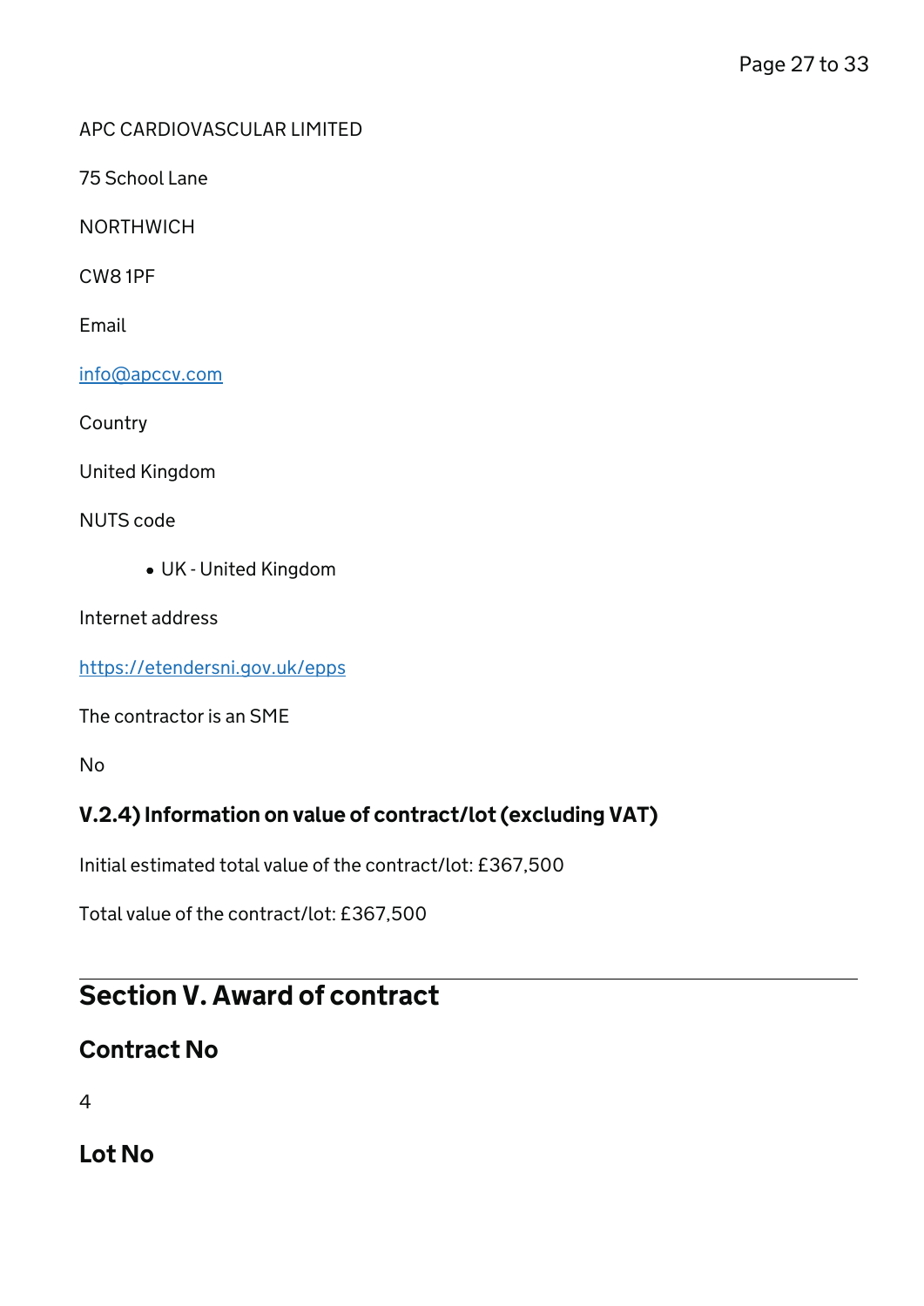APC CARDIOVASCULAR LIMITED

75 School Lane

NORTHWICH

CW8 1PF

Email

info@apccv.com

Country

United Kingdom

NUTS code

- UK - United Kingdom

Internet address

https://etendersni.gov.uk/epps

The contractor is an SME

No

### V.2.4) Information on value of contract/lot (excluding VAT)

Initial estimated total value of the contract/lot: £367,500

Total value of the contract/lot: £367,500

## Section V. Award of contract

### Contract No

4

### Lot No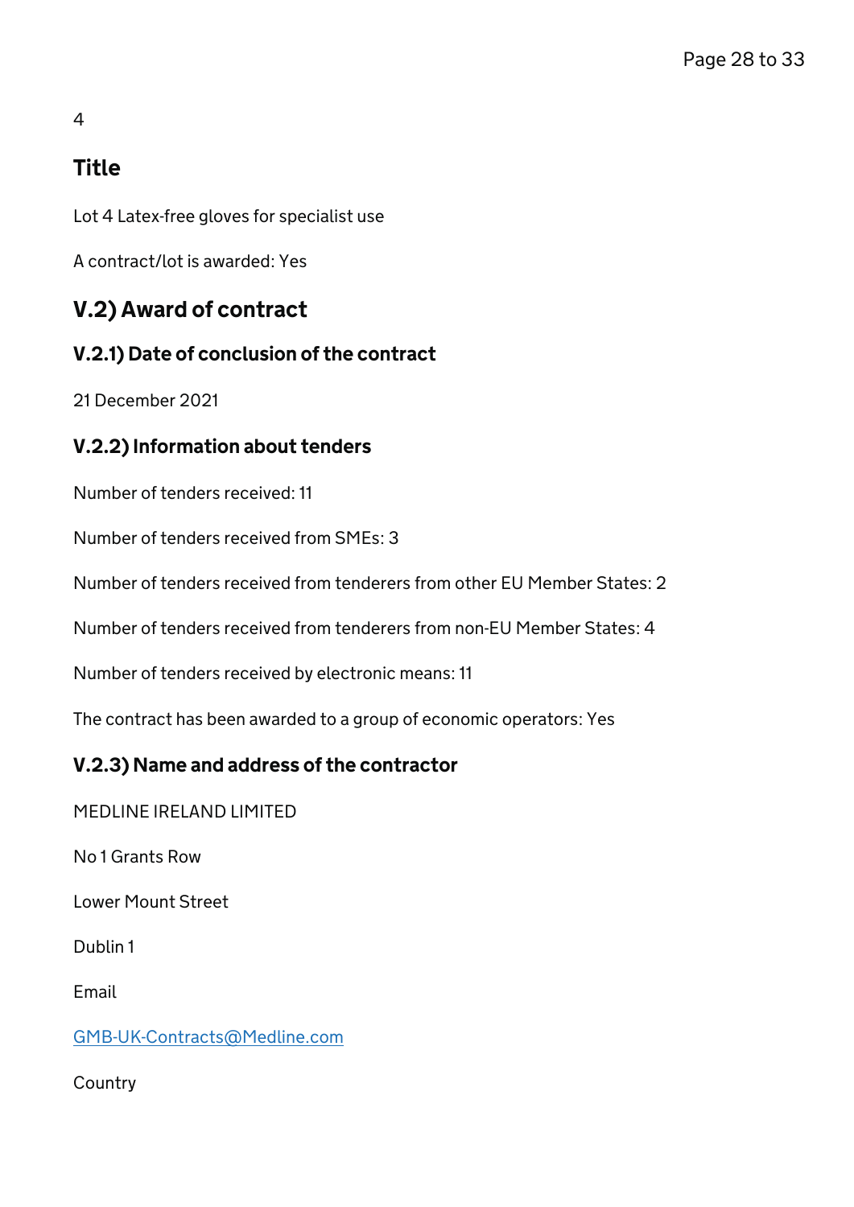4

## Title

Lot 4 Latex-free gloves for specialist use

A contract/lot is awarded: Yes

## V.2) Award of contract

### V.2.1) Date of conclusion of the contract

21 December 2021

### V.2.2) Information about tenders

Number of tenders received: 11

Number of tenders received from SMEs: 3

Number of tenders received from tenderers from other EU Member States: 2

Number of tenders received from tenderers from non-EU Member States: 4

Number of tenders received by electronic means: 11

The contract has been awarded to a group of economic operators: Yes

### V.2.3) Name and address of the contractor

MEDLINE IRELAND LIMITED

No 1 Grants Row

Lower Mount Street

Dublin 1

Email

GMB-UK-Contracts@Medline.com

Country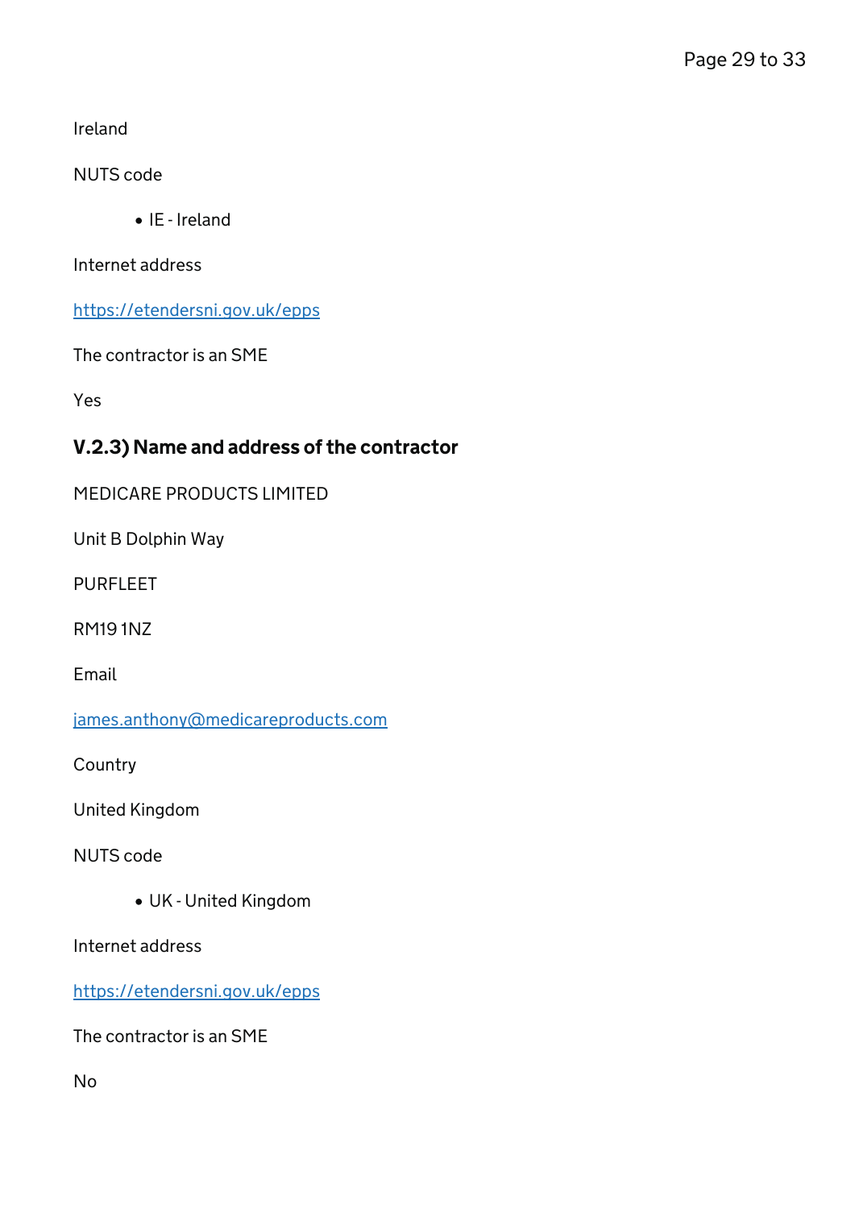Ireland

NUTS code

- IE - Ireland

Internet address

https://etendersni.gov.uk/epps

The contractor is an SME

Yes

### V.2.3) Name and address of the contractor

MEDICARE PRODUCTS LIMITED

Unit B Dolphin Way

PURFLEET

RM19 1NZ

Email

james.anthony@medicareproducts.com

Country

United Kingdom

NUTS code

- UK - United Kingdom

Internet address

https://etendersni.gov.uk/epps

The contractor is an SME

No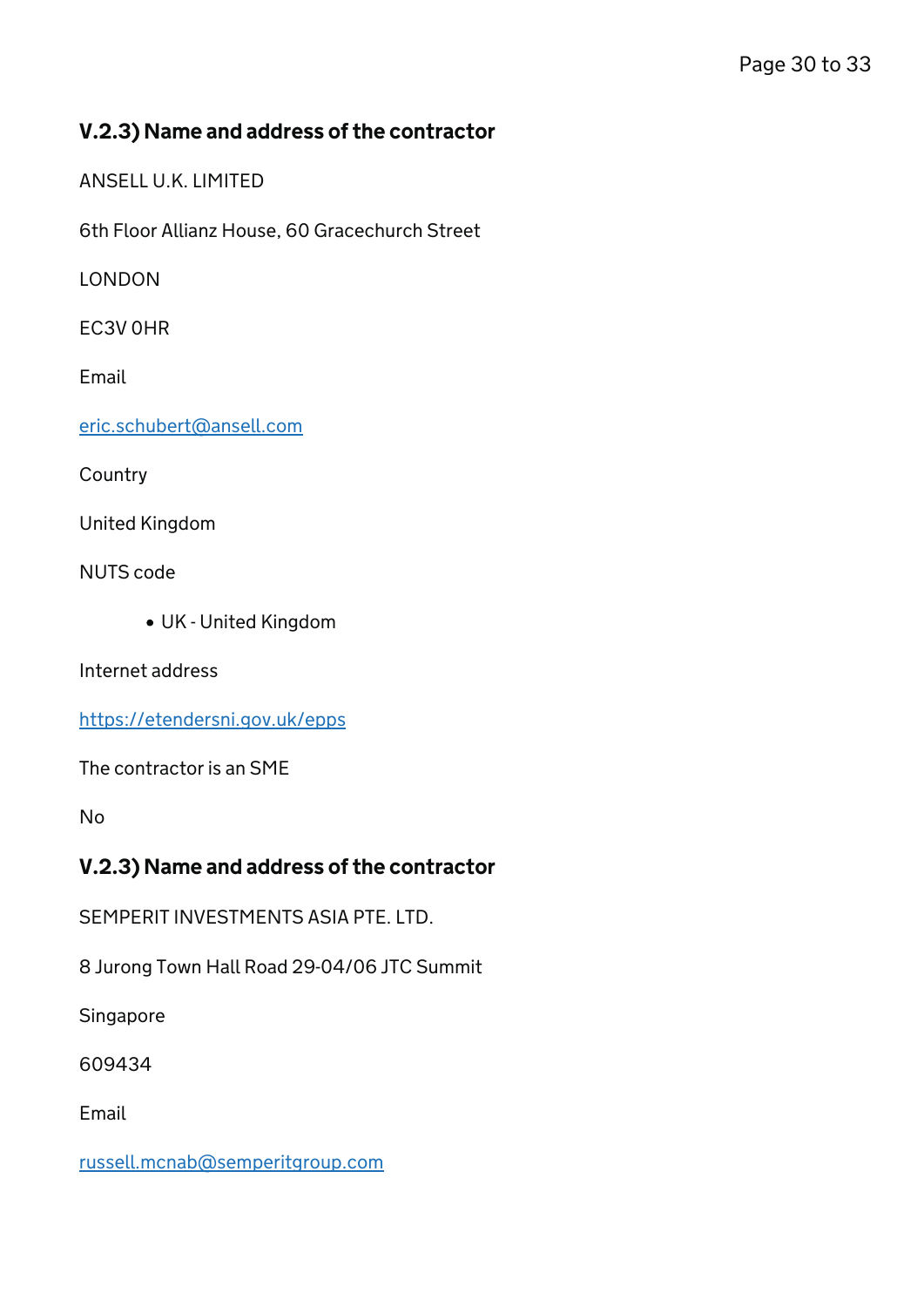### V.2.3) Name and address of the contractor

ANSELL U.K. LIMITED

6th Floor Allianz House, 60 Gracechurch Street

LONDON

EC3V 0HR

Email

eric.schubert@ansell.com

Country

United Kingdom

NUTS code

- UK - United Kingdom

Internet address

https://etendersni.gov.uk/epps

The contractor is an SME

No

### V.2.3) Name and address of the contractor

SEMPERIT INVESTMENTS ASIA PTE. LTD.

8 Jurong Town Hall Road 29-04/06 JTC Summit

Singapore

609434

Email

russell.mcnab@semperitgroup.com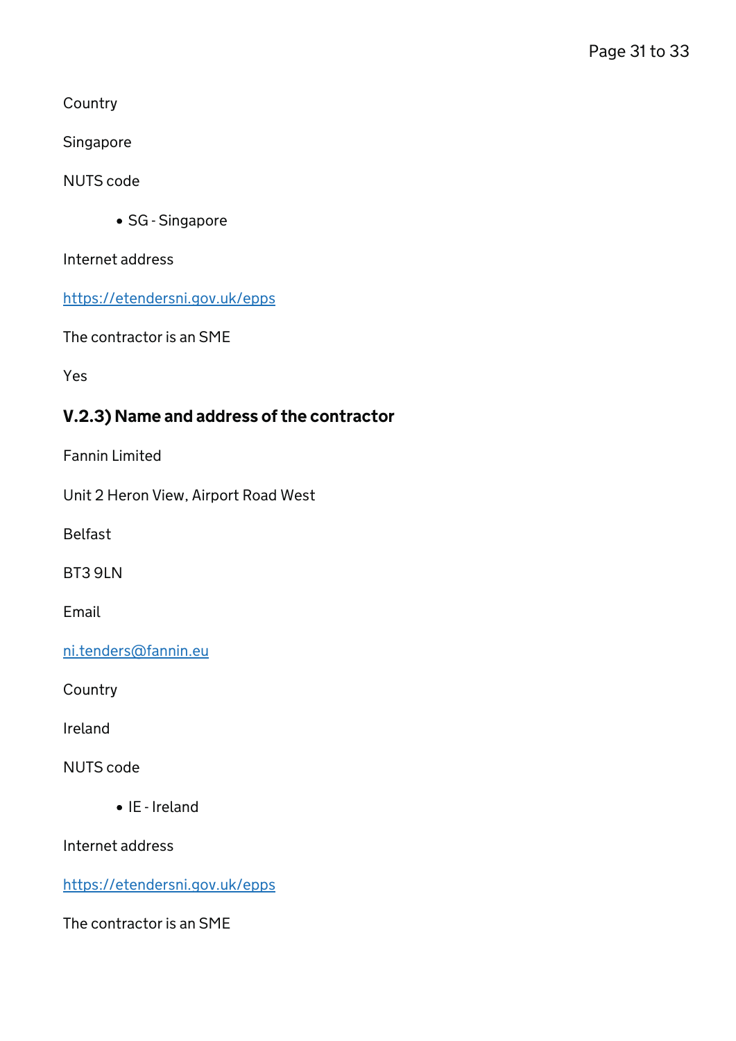Country

Singapore

NUTS code

- SG - Singapore

Internet address

https://etendersni.gov.uk/epps

The contractor is an SME

Yes

### V.2.3) Name and address of the contractor

Fannin Limited

Unit 2 Heron View, Airport Road West

Belfast

BT3 9LN

Email

ni.tenders@fannin.eu

Country

Ireland

NUTS code

- IE - Ireland

Internet address

https://etendersni.gov.uk/epps

The contractor is an SME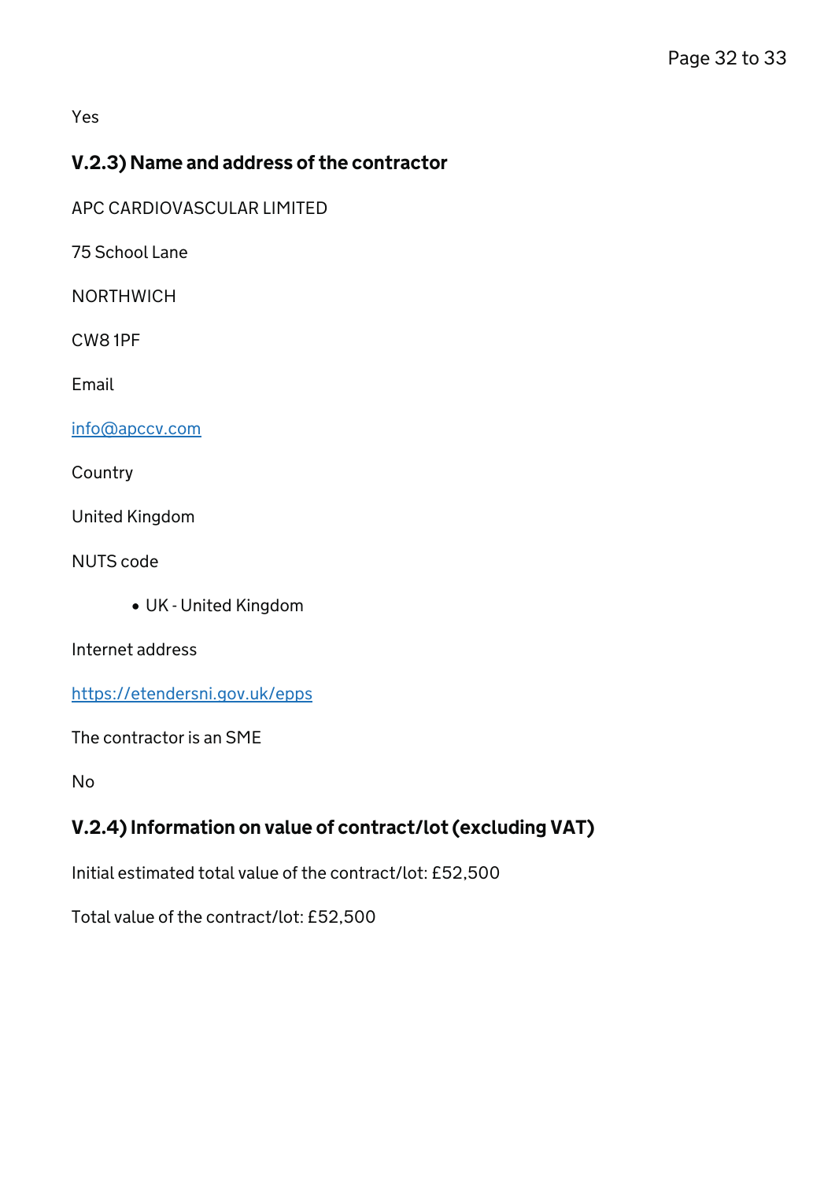Yes

### V.2.3) Name and address of the contractor

APC CARDIOVASCULAR LIMITED

75 School Lane

NORTHWICH

CW8 1PF

Email

info@apccv.com

Country

United Kingdom

NUTS code

- UK - United Kingdom

Internet address

https://etendersni.gov.uk/epps

The contractor is an SME

No

### V.2.4) Information on value of contract/lot (excluding VAT)

Initial estimated total value of the contract/lot: £52,500

Total value of the contract/lot: £52,500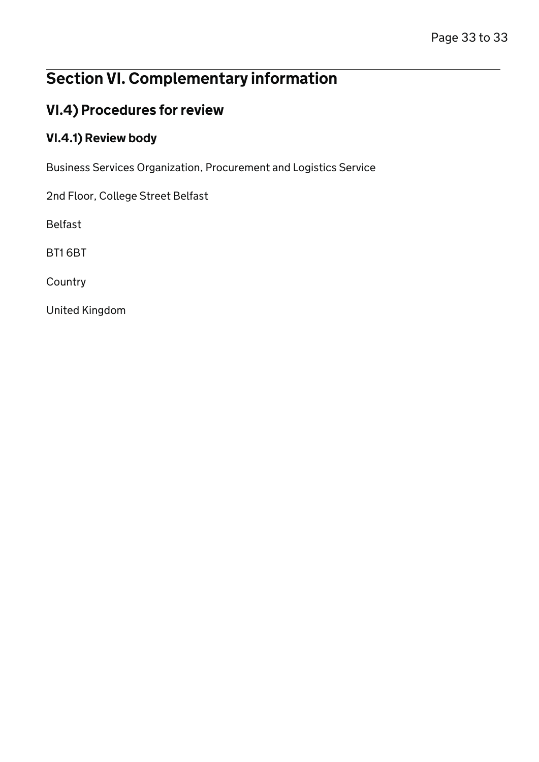## Section VI. Complementary information

### VI.4) Procedures for review

#### VI.4.1) Review body

Business Services Organization, Procurement and Logistics Service

2nd Floor, College Street Belfast

Belfast

BT1 6BT

Country

United Kingdom